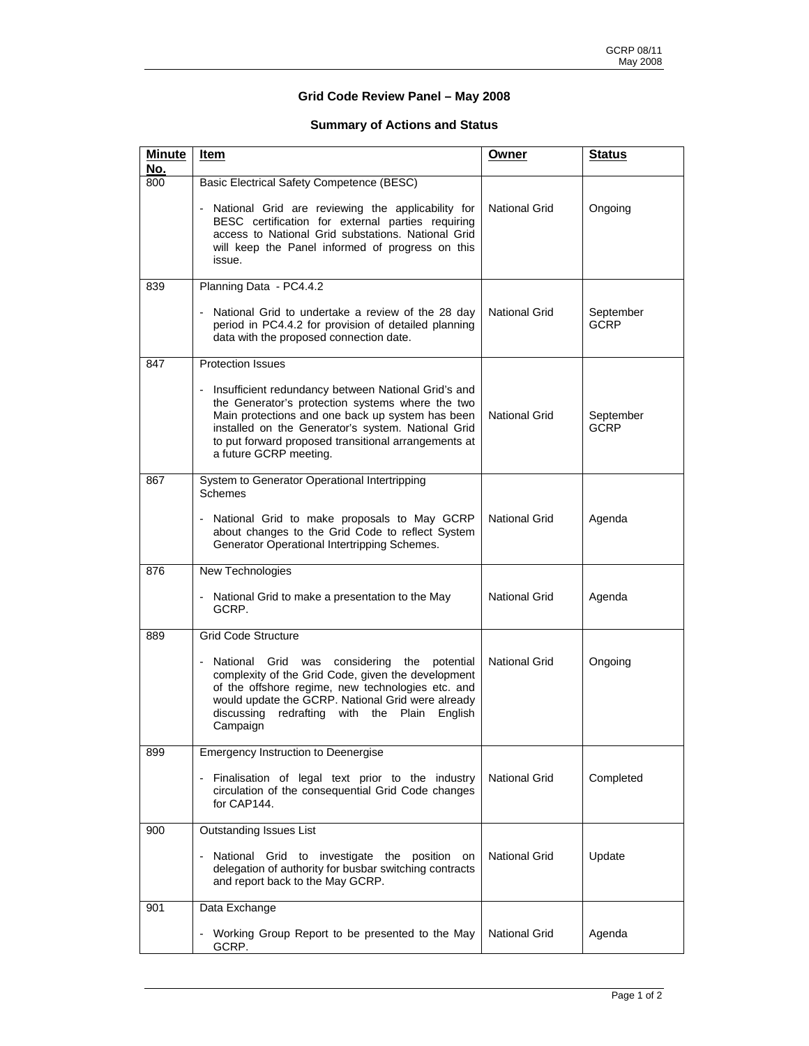# Grid Code Review Panel – May 2008

## Summary of Actions and Status

| Minute No. | Item | Owner | Status |
|---|---|---|---|
| 800 | Basic Electrical Safety Competence (BESC)<br><br>- National Grid are reviewing the applicability for BESC certification for external parties requiring access to National Grid substations. National Grid will keep the Panel informed of progress on this issue. | National Grid | Ongoing |
| 839 | Planning Data - PC4.4.2<br><br>- National Grid to undertake a review of the 28 day period in PC4.4.2 for provision of detailed planning data with the proposed connection date. | National Grid | September GCRP |
| 847 | Protection Issues<br><br>- Insufficient redundancy between National Grid's and the Generator's protection systems where the two Main protections and one back up system has been installed on the Generator's system. National Grid to put forward proposed transitional arrangements at a future GCRP meeting. | National Grid | September GCRP |
| 867 | System to Generator Operational Intertripping Schemes<br><br>- National Grid to make proposals to May GCRP about changes to the Grid Code to reflect System Generator Operational Intertripping Schemes. | National Grid | Agenda |
| 876 | New Technologies<br><br>- National Grid to make a presentation to the May GCRP. | National Grid | Agenda |
| 889 | Grid Code Structure<br><br>- National Grid was considering the potential complexity of the Grid Code, given the development of the offshore regime, new technologies etc. and would update the GCRP. National Grid were already discussing redrafting with the Plain English Campaign | National Grid | Ongoing |
| 899 | Emergency Instruction to Deenergise<br><br>- Finalisation of legal text prior to the industry circulation of the consequential Grid Code changes for CAP144. | National Grid | Completed |
| 900 | Outstanding Issues List<br><br>- National Grid to investigate the position on delegation of authority for busbar switching contracts and report back to the May GCRP. | National Grid | Update |
| 901 | Data Exchange<br><br>- Working Group Report to be presented to the May GCRP. | National Grid | Agenda |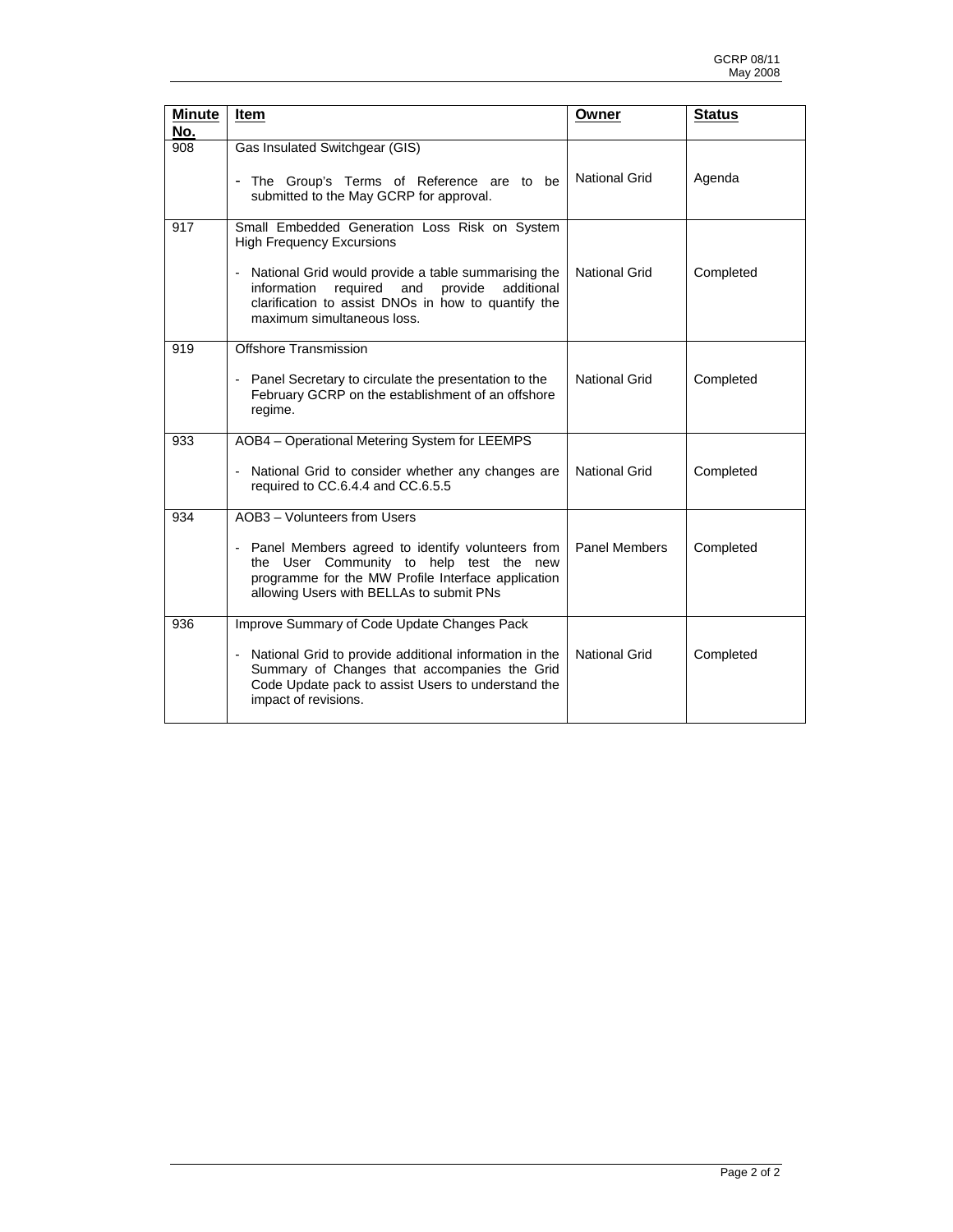| Minute No. | Item | Owner | Status |
|---|---|---|---|
| 908 | Gas Insulated Switchgear (GIS)<br><br>- The Group's Terms of Reference are to be submitted to the May GCRP for approval. | National Grid | Agenda |
| 917 | Small Embedded Generation Loss Risk on System High Frequency Excursions<br><br>- National Grid would provide a table summarising the information required and provide additional clarification to assist DNOs in how to quantify the maximum simultaneous loss. | National Grid | Completed |
| 919 | Offshore Transmission<br><br>- Panel Secretary to circulate the presentation to the February GCRP on the establishment of an offshore regime. | National Grid | Completed |
| 933 | AOB4 – Operational Metering System for LEEMPS<br><br>- National Grid to consider whether any changes are required to CC.6.4.4 and CC.6.5.5 | National Grid | Completed |
| 934 | AOB3 – Volunteers from Users<br><br>- Panel Members agreed to identify volunteers from the User Community to help test the new programme for the MW Profile Interface application allowing Users with BELLAs to submit PNs | Panel Members | Completed |
| 936 | Improve Summary of Code Update Changes Pack<br><br>- National Grid to provide additional information in the Summary of Changes that accompanies the Grid Code Update pack to assist Users to understand the impact of revisions. | National Grid | Completed |